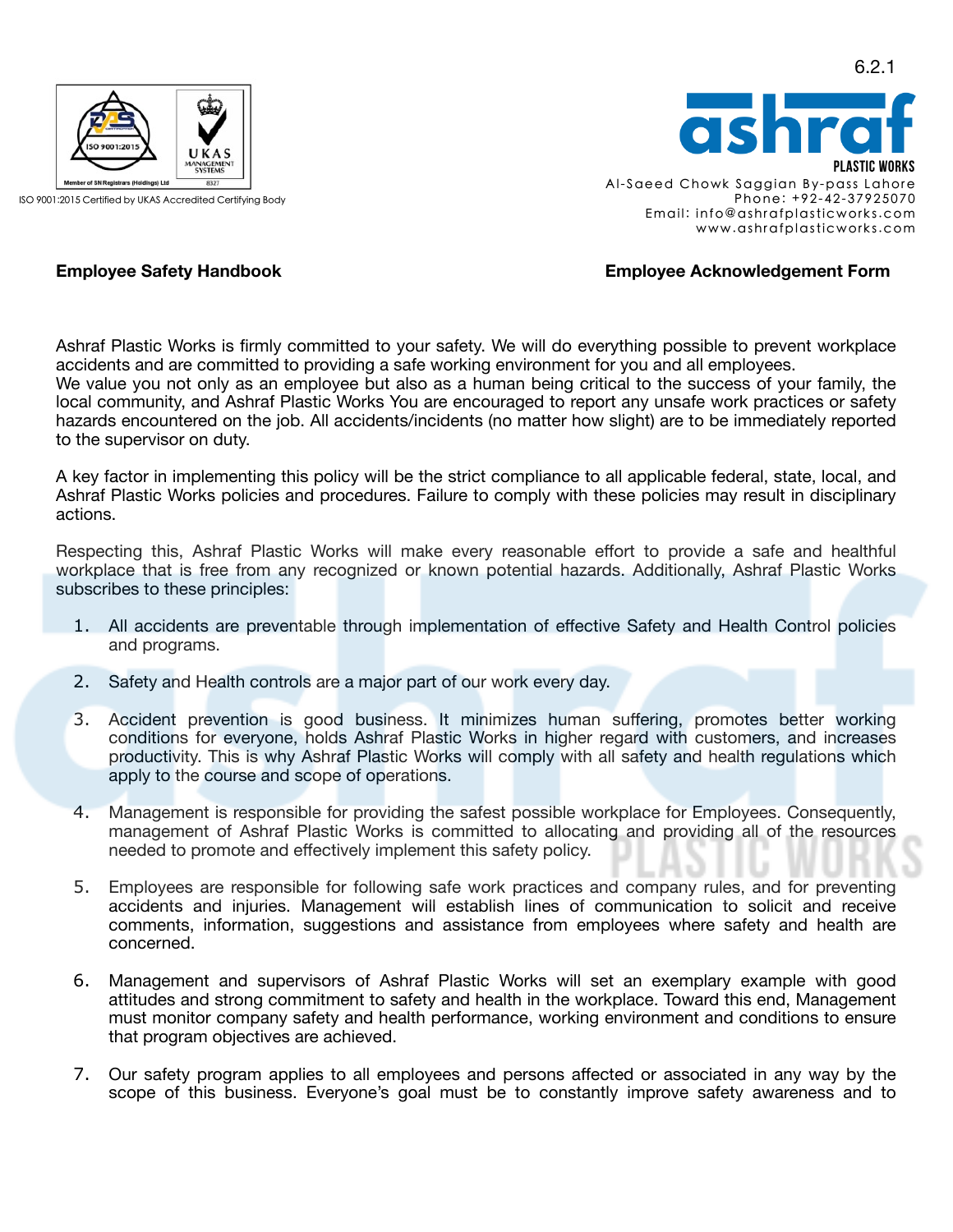6.2.1

ISO 9001:2015 Certified by UKAS Accredited Certifying Body

**ashraf** PLASTIC WORKS

Al-Saeed Chowk Saggian By-pass Lahore
Phone: +92-42-37925070
Email: info@ashrafplasticworks.com
www.ashrafplasticworks.com

**Employee Safety Handbook** **Employee Acknowledgement Form**

Ashraf Plastic Works is firmly committed to your safety. We will do everything possible to prevent workplace accidents and are committed to providing a safe working environment for you and all employees.
We value you not only as an employee but also as a human being critical to the success of your family, the local community, and Ashraf Plastic Works You are encouraged to report any unsafe work practices or safety hazards encountered on the job. All accidents/incidents (no matter how slight) are to be immediately reported to the supervisor on duty.

A key factor in implementing this policy will be the strict compliance to all applicable federal, state, local, and Ashraf Plastic Works policies and procedures. Failure to comply with these policies may result in disciplinary actions.

Respecting this, Ashraf Plastic Works will make every reasonable effort to provide a safe and healthful workplace that is free from any recognized or known potential hazards. Additionally, Ashraf Plastic Works subscribes to these principles:

1. All accidents are preventable through implementation of effective Safety and Health Control policies and programs.

2. Safety and Health controls are a major part of our work every day.

3. Accident prevention is good business. It minimizes human suffering, promotes better working conditions for everyone, holds Ashraf Plastic Works in higher regard with customers, and increases productivity. This is why Ashraf Plastic Works will comply with all safety and health regulations which apply to the course and scope of operations.

4. Management is responsible for providing the safest possible workplace for Employees. Consequently, management of Ashraf Plastic Works is committed to allocating and providing all of the resources needed to promote and effectively implement this safety policy.

5. Employees are responsible for following safe work practices and company rules, and for preventing accidents and injuries. Management will establish lines of communication to solicit and receive comments, information, suggestions and assistance from employees where safety and health are concerned.

6. Management and supervisors of Ashraf Plastic Works will set an exemplary example with good attitudes and strong commitment to safety and health in the workplace. Toward this end, Management must monitor company safety and health performance, working environment and conditions to ensure that program objectives are achieved.

7. Our safety program applies to all employees and persons affected or associated in any way by the scope of this business. Everyone's goal must be to constantly improve safety awareness and to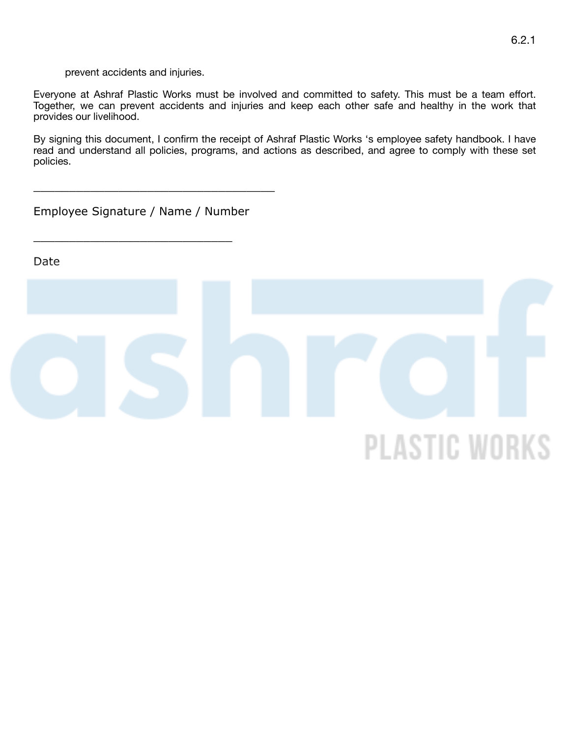prevent accidents and injuries.

Everyone at Ashraf Plastic Works must be involved and committed to safety. This must be a team effort. Together, we can prevent accidents and injuries and keep each other safe and healthy in the work that provides our livelihood.

By signing this document, I confirm the receipt of Ashraf Plastic Works 's employee safety handbook. I have read and understand all policies, programs, and actions as described, and agree to comply with these set policies.

_________________________________________

Employee Signature / Name / Number

__________________________________

Date